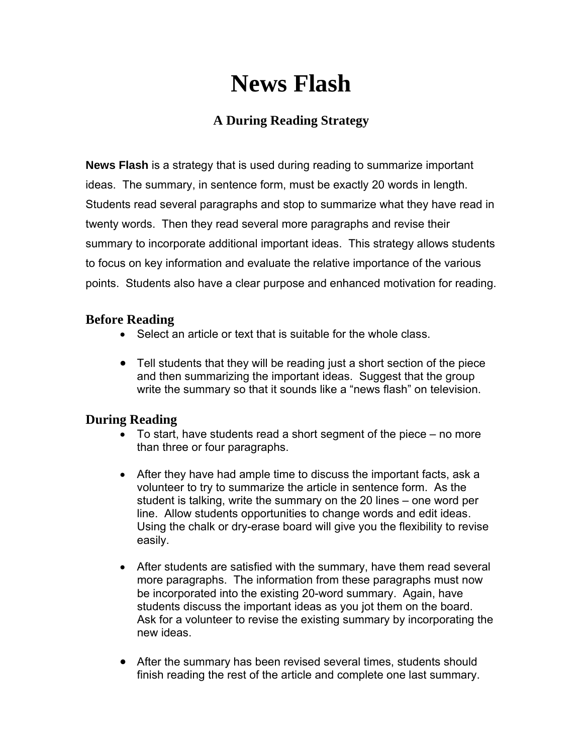# News Flash

## A During Reading Strategy

**News Flash** is a strategy that is used during reading to summarize important ideas. The summary, in sentence form, must be exactly 20 words in length. Students read several paragraphs and stop to summarize what they have read in twenty words. Then they read several more paragraphs and revise their summary to incorporate additional important ideas. This strategy allows students to focus on key information and evaluate the relative importance of the various points. Students also have a clear purpose and enhanced motivation for reading.

### Before Reading

- Select an article or text that is suitable for the whole class.
- Tell students that they will be reading just a short section of the piece and then summarizing the important ideas. Suggest that the group write the summary so that it sounds like a "news flash" on television.

### During Reading

- To start, have students read a short segment of the piece – no more than three or four paragraphs.
- After they have had ample time to discuss the important facts, ask a volunteer to try to summarize the article in sentence form. As the student is talking, write the summary on the 20 lines – one word per line. Allow students opportunities to change words and edit ideas. Using the chalk or dry-erase board will give you the flexibility to revise easily.
- After students are satisfied with the summary, have them read several more paragraphs. The information from these paragraphs must now be incorporated into the existing 20-word summary. Again, have students discuss the important ideas as you jot them on the board. Ask for a volunteer to revise the existing summary by incorporating the new ideas.
- After the summary has been revised several times, students should finish reading the rest of the article and complete one last summary.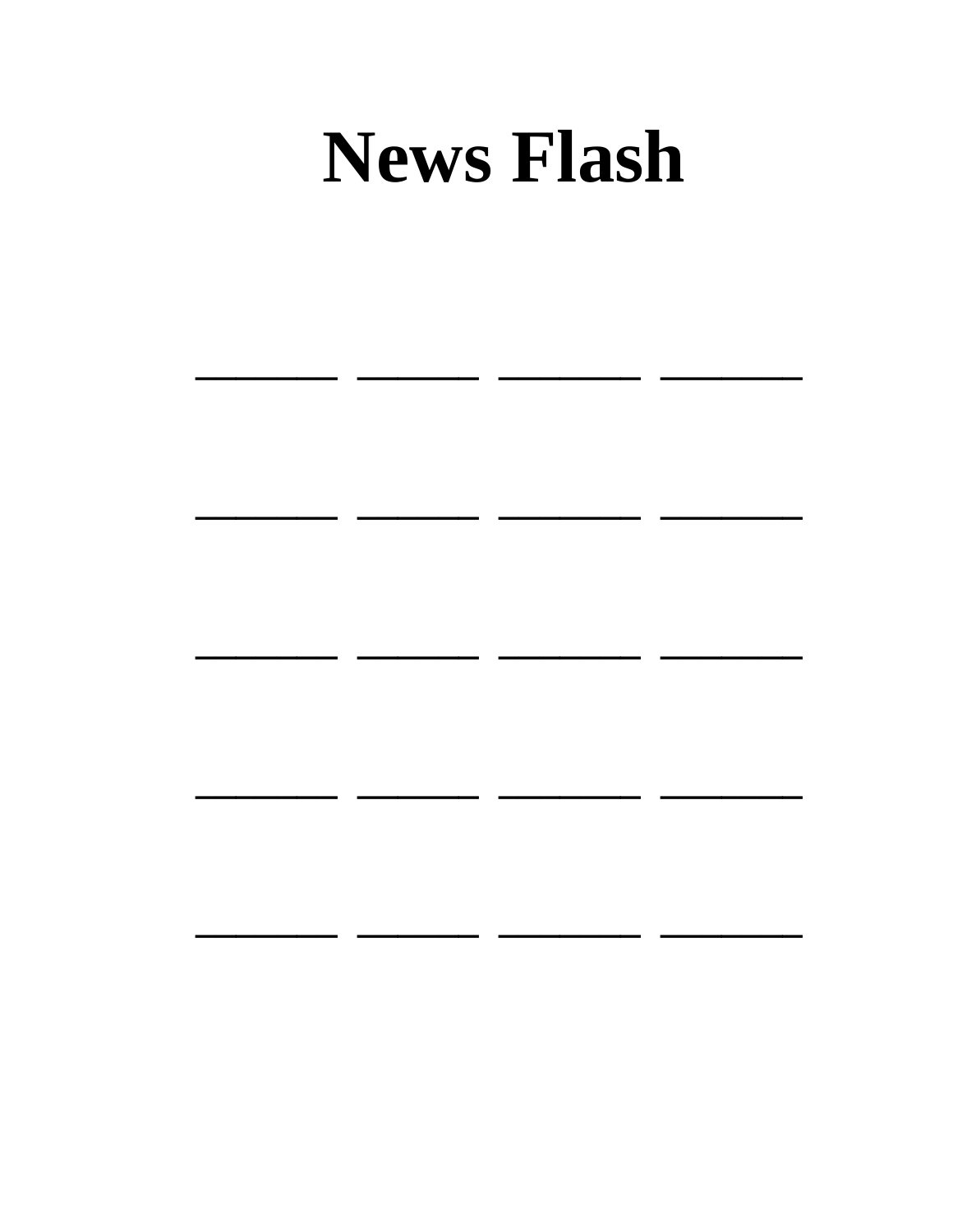# News Flash

______ _____ ______ ______

______ _____ ______ ______

______ _____ ______ ______

______ _____ ______ ______

______ _____ ______ ______